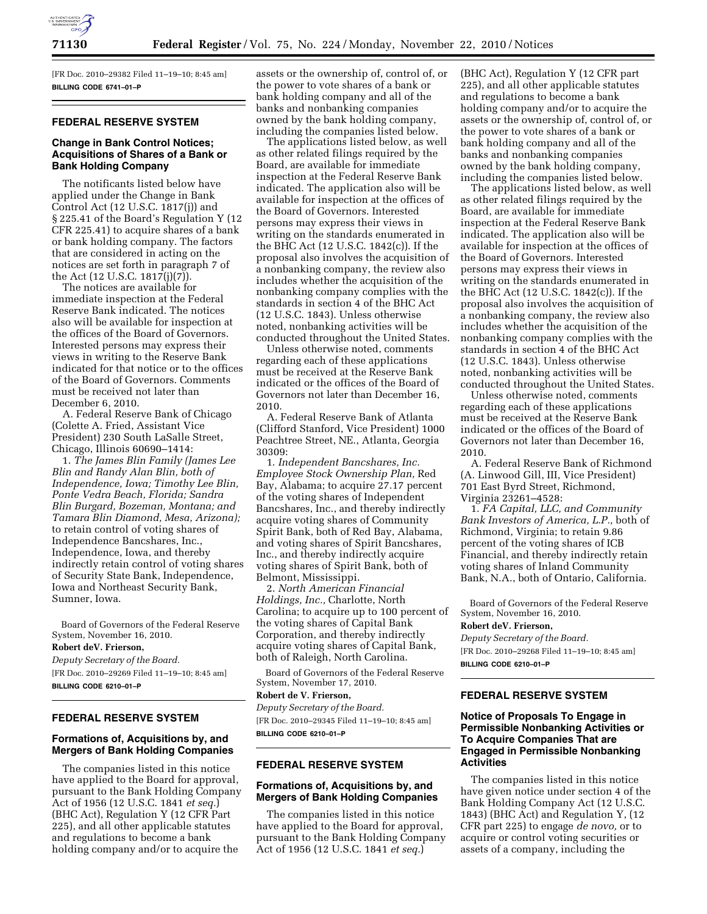[FR Doc. 2010–29382 Filed 11–19–10; 8:45 am]

**BILLING CODE 6741–01–P**

## FEDERAL RESERVE SYSTEM

### Change in Bank Control Notices; Acquisitions of Shares of a Bank or Bank Holding Company

The notificants listed below have applied under the Change in Bank Control Act (12 U.S.C. 1817(j)) and § 225.41 of the Board's Regulation Y (12 CFR 225.41) to acquire shares of a bank or bank holding company. The factors that are considered in acting on the notices are set forth in paragraph 7 of the Act (12 U.S.C. 1817(j)(7)).

The notices are available for immediate inspection at the Federal Reserve Bank indicated. The notices also will be available for inspection at the offices of the Board of Governors. Interested persons may express their views in writing to the Reserve Bank indicated for that notice or to the offices of the Board of Governors. Comments must be received not later than December 6, 2010.

A. Federal Reserve Bank of Chicago (Colette A. Fried, Assistant Vice President) 230 South LaSalle Street, Chicago, Illinois 60690–1414:

1. *The James Blin Family (James Lee Blin and Randy Alan Blin, both of Independence, Iowa; Timothy Lee Blin, Ponte Vedra Beach, Florida; Sandra Blin Burgard, Bozeman, Montana; and Tamara Blin Diamond, Mesa, Arizona);* to retain control of voting shares of Independence Bancshares, Inc., Independence, Iowa, and thereby indirectly retain control of voting shares of Security State Bank, Independence, Iowa and Northeast Security Bank, Sumner, Iowa.

Board of Governors of the Federal Reserve System, November 16, 2010.

**Robert deV. Frierson,**

*Deputy Secretary of the Board.*

[FR Doc. 2010–29269 Filed 11–19–10; 8:45 am]

**BILLING CODE 6210–01–P**

## FEDERAL RESERVE SYSTEM

### Formations of, Acquisitions by, and Mergers of Bank Holding Companies

The companies listed in this notice have applied to the Board for approval, pursuant to the Bank Holding Company Act of 1956 (12 U.S.C. 1841 *et seq.*) (BHC Act), Regulation Y (12 CFR Part 225), and all other applicable statutes and regulations to become a bank holding company and/or to acquire the assets or the ownership of, control of, or the power to vote shares of a bank or bank holding company and all of the banks and nonbanking companies owned by the bank holding company, including the companies listed below.

The applications listed below, as well as other related filings required by the Board, are available for immediate inspection at the Federal Reserve Bank indicated. The application also will be available for inspection at the offices of the Board of Governors. Interested persons may express their views in writing on the standards enumerated in the BHC Act (12 U.S.C. 1842(c)). If the proposal also involves the acquisition of a nonbanking company, the review also includes whether the acquisition of the nonbanking company complies with the standards in section 4 of the BHC Act (12 U.S.C. 1843). Unless otherwise noted, nonbanking activities will be conducted throughout the United States.

Unless otherwise noted, comments regarding each of these applications must be received at the Reserve Bank indicated or the offices of the Board of Governors not later than December 16, 2010.

A. Federal Reserve Bank of Atlanta (Clifford Stanford, Vice President) 1000 Peachtree Street, NE., Atlanta, Georgia 30309:

1. *Independent Bancshares, Inc. Employee Stock Ownership Plan,* Red Bay, Alabama; to acquire 27.17 percent of the voting shares of Independent Bancshares, Inc., and thereby indirectly acquire voting shares of Community Spirit Bank, both of Red Bay, Alabama, and voting shares of Spirit Bancshares, Inc., and thereby indirectly acquire voting shares of Spirit Bank, both of Belmont, Mississippi.

2. *North American Financial Holdings, Inc.,* Charlotte, North Carolina; to acquire up to 100 percent of the voting shares of Capital Bank Corporation, and thereby indirectly acquire voting shares of Capital Bank, both of Raleigh, North Carolina.

Board of Governors of the Federal Reserve System, November 17, 2010.

**Robert de V. Frierson,**

*Deputy Secretary of the Board.*

[FR Doc. 2010–29345 Filed 11–19–10; 8:45 am]

**BILLING CODE 6210–01–P**

## FEDERAL RESERVE SYSTEM

### Formations of, Acquisitions by, and Mergers of Bank Holding Companies

The companies listed in this notice have applied to the Board for approval, pursuant to the Bank Holding Company Act of 1956 (12 U.S.C. 1841 *et seq.*) (BHC Act), Regulation Y (12 CFR part 225), and all other applicable statutes and regulations to become a bank holding company and/or to acquire the assets or the ownership of, control of, or the power to vote shares of a bank or bank holding company and all of the banks and nonbanking companies owned by the bank holding company, including the companies listed below.

The applications listed below, as well as other related filings required by the Board, are available for immediate inspection at the Federal Reserve Bank indicated. The application also will be available for inspection at the offices of the Board of Governors. Interested persons may express their views in writing on the standards enumerated in the BHC Act (12 U.S.C. 1842(c)). If the proposal also involves the acquisition of a nonbanking company, the review also includes whether the acquisition of the nonbanking company complies with the standards in section 4 of the BHC Act (12 U.S.C. 1843). Unless otherwise noted, nonbanking activities will be conducted throughout the United States.

Unless otherwise noted, comments regarding each of these applications must be received at the Reserve Bank indicated or the offices of the Board of Governors not later than December 16, 2010.

A. Federal Reserve Bank of Richmond (A. Linwood Gill, III, Vice President) 701 East Byrd Street, Richmond, Virginia 23261–4528:

1. *FA Capital, LLC, and Community Bank Investors of America, L.P.,* both of Richmond, Virginia; to retain 9.86 percent of the voting shares of ICB Financial, and thereby indirectly retain voting shares of Inland Community Bank, N.A., both of Ontario, California.

Board of Governors of the Federal Reserve System, November 16, 2010.

**Robert deV. Frierson,**

*Deputy Secretary of the Board.*

[FR Doc. 2010–29268 Filed 11–19–10; 8:45 am]

**BILLING CODE 6210–01–P**

## FEDERAL RESERVE SYSTEM

### Notice of Proposals To Engage in Permissible Nonbanking Activities or To Acquire Companies That are Engaged in Permissible Nonbanking Activities

The companies listed in this notice have given notice under section 4 of the Bank Holding Company Act (12 U.S.C. 1843) (BHC Act) and Regulation Y, (12 CFR part 225) to engage *de novo,* or to acquire or control voting securities or assets of a company, including the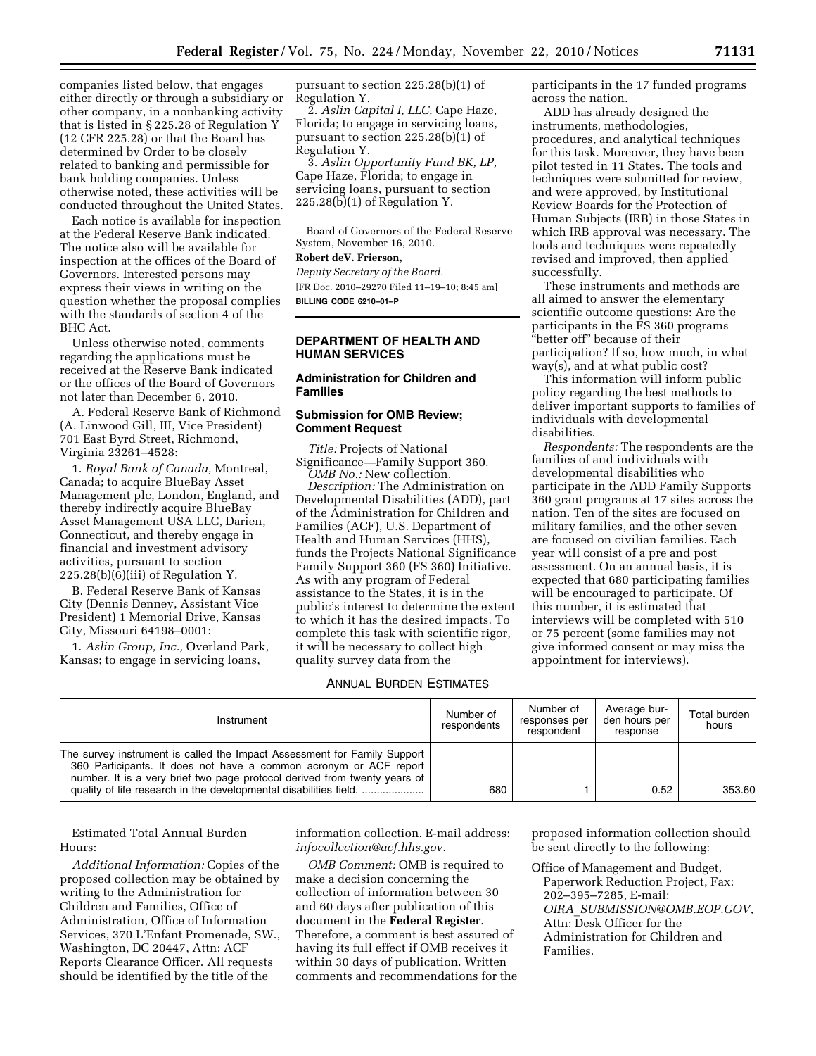companies listed below, that engages either directly or through a subsidiary or other company, in a nonbanking activity that is listed in § 225.28 of Regulation Y (12 CFR 225.28) or that the Board has determined by Order to be closely related to banking and permissible for bank holding companies. Unless otherwise noted, these activities will be conducted throughout the United States.

Each notice is available for inspection at the Federal Reserve Bank indicated. The notice also will be available for inspection at the offices of the Board of Governors. Interested persons may express their views in writing on the question whether the proposal complies with the standards of section 4 of the BHC Act.

Unless otherwise noted, comments regarding the applications must be received at the Reserve Bank indicated or the offices of the Board of Governors not later than December 6, 2010.

A. Federal Reserve Bank of Richmond (A. Linwood Gill, III, Vice President) 701 East Byrd Street, Richmond, Virginia 23261–4528:

1. *Royal Bank of Canada,* Montreal, Canada; to acquire BlueBay Asset Management plc, London, England, and thereby indirectly acquire BlueBay Asset Management USA LLC, Darien, Connecticut, and thereby engage in financial and investment advisory activities, pursuant to section 225.28(b)(6)(iii) of Regulation Y.

B. Federal Reserve Bank of Kansas City (Dennis Denney, Assistant Vice President) 1 Memorial Drive, Kansas City, Missouri 64198–0001:

1. *Aslin Group, Inc.,* Overland Park, Kansas; to engage in servicing loans, pursuant to section 225.28(b)(1) of Regulation Y.

2. *Aslin Capital I, LLC,* Cape Haze, Florida; to engage in servicing loans, pursuant to section 225.28(b)(1) of Regulation Y.

3. *Aslin Opportunity Fund BK, LP,* Cape Haze, Florida; to engage in servicing loans, pursuant to section 225.28(b)(1) of Regulation Y.

Board of Governors of the Federal Reserve System, November 16, 2010.

**Robert deV. Frierson,**

*Deputy Secretary of the Board.*

[FR Doc. 2010–29270 Filed 11–19–10; 8:45 am]

**BILLING CODE 6210–01–P**

## DEPARTMENT OF HEALTH AND HUMAN SERVICES

### Administration for Children and Families

### Submission for OMB Review; Comment Request

*Title:* Projects of National Significance—Family Support 360.

*OMB No.:* New collection.

*Description:* The Administration on Developmental Disabilities (ADD), part of the Administration for Children and Families (ACF), U.S. Department of Health and Human Services (HHS), funds the Projects National Significance Family Support 360 (FS 360) Initiative. As with any program of Federal assistance to the States, it is in the public's interest to determine the extent to which it has the desired impacts. To complete this task with scientific rigor, it will be necessary to collect high quality survey data from the participants in the 17 funded programs across the nation.

ADD has already designed the instruments, methodologies, procedures, and analytical techniques for this task. Moreover, they have been pilot tested in 11 States. The tools and techniques were submitted for review, and were approved, by Institutional Review Boards for the Protection of Human Subjects (IRB) in those States in which IRB approval was necessary. The tools and techniques were repeatedly revised and improved, then applied successfully.

These instruments and methods are all aimed to answer the elementary scientific outcome questions: Are the participants in the FS 360 programs "better off" because of their participation? If so, how much, in what way(s), and at what public cost?

This information will inform public policy regarding the best methods to deliver important supports to families of individuals with developmental disabilities.

*Respondents:* The respondents are the families of and individuals with developmental disabilities who participate in the ADD Family Supports 360 grant programs at 17 sites across the nation. Ten of the sites are focused on military families, and the other seven are focused on civilian families. Each year will consist of a pre and post assessment. On an annual basis, it is expected that 680 participating families will be encouraged to participate. Of this number, it is estimated that interviews will be completed with 510 or 75 percent (some families may not give informed consent or may miss the appointment for interviews).

ANNUAL BURDEN ESTIMATES

| Instrument | Number of respondents | Number of responses per respondent | Average burden hours per response | Total burden hours |
|---|---|---|---|---|
| The survey instrument is called the Impact Assessment for Family Support 360 Participants. It does not have a common acronym or ACF report number. It is a very brief two page protocol derived from twenty years of quality of life research in the developmental disabilities field. .................... | 680 | 1 | 0.52 | 353.60 |

Estimated Total Annual Burden Hours:

*Additional Information:* Copies of the proposed collection may be obtained by writing to the Administration for Children and Families, Office of Administration, Office of Information Services, 370 L'Enfant Promenade, SW., Washington, DC 20447, Attn: ACF Reports Clearance Officer. All requests should be identified by the title of the information collection. E-mail address: *infocollection@acf.hhs.gov.*

*OMB Comment:* OMB is required to make a decision concerning the collection of information between 30 and 60 days after publication of this document in the **Federal Register**. Therefore, a comment is best assured of having its full effect if OMB receives it within 30 days of publication. Written comments and recommendations for the proposed information collection should be sent directly to the following:

Office of Management and Budget, Paperwork Reduction Project, Fax: 202–395–7285, E-mail: *OIRA_SUBMISSION@OMB.EOP.GOV,* Attn: Desk Officer for the Administration for Children and Families.